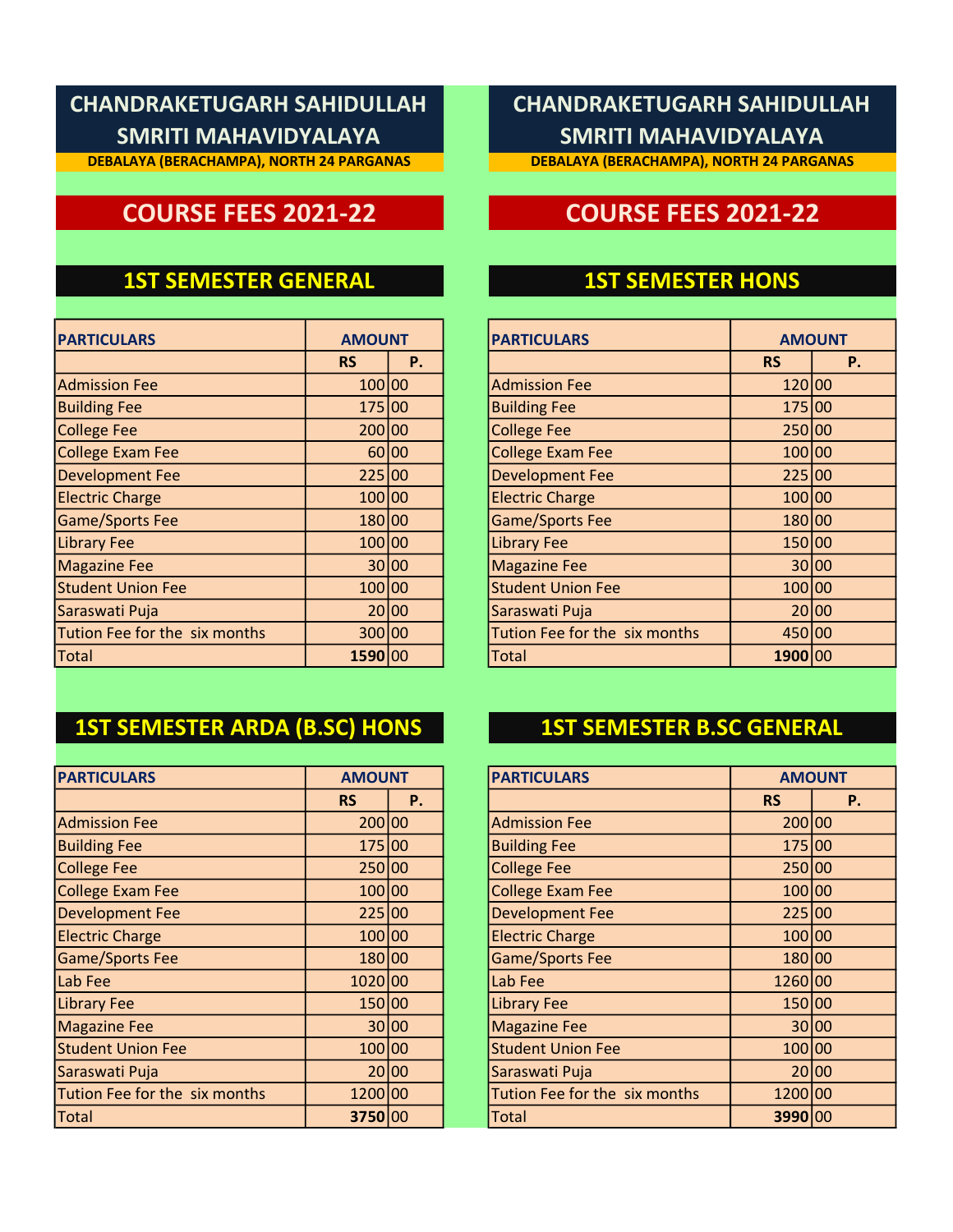# CHANDRAKETUGARH SAHIDULLAH SMRITI MAHAVIDYALAYA

**DEBALAYA (BERACHAMPA), NORTH 24 PARGANAS**

## COURSE FEES 2021-22

### 1ST SEMESTER GENERAL

| PARTICULARS | AMOUNT | |
|---|---|---|
| | RS | P. |
| Admission Fee | 100 | 00 |
| Building Fee | 175 | 00 |
| College Fee | 200 | 00 |
| College Exam Fee | 60 | 00 |
| Development Fee | 225 | 00 |
| Electric Charge | 100 | 00 |
| Game/Sports Fee | 180 | 00 |
| Library Fee | 100 | 00 |
| Magazine Fee | 30 | 00 |
| Student Union Fee | 100 | 00 |
| Saraswati Puja | 20 | 00 |
| Tution Fee for the six months | 300 | 00 |
| Total | **1590** | 00 |

### 1ST SEMESTER HONS

| PARTICULARS | AMOUNT | |
|---|---|---|
| | RS | P. |
| Admission Fee | 120 | 00 |
| Building Fee | 175 | 00 |
| College Fee | 250 | 00 |
| College Exam Fee | 100 | 00 |
| Development Fee | 225 | 00 |
| Electric Charge | 100 | 00 |
| Game/Sports Fee | 180 | 00 |
| Library Fee | 150 | 00 |
| Magazine Fee | 30 | 00 |
| Student Union Fee | 100 | 00 |
| Saraswati Puja | 20 | 00 |
| Tution Fee for the six months | 450 | 00 |
| Total | **1900** | 00 |

### 1ST SEMESTER ARDA (B.SC) HONS

| PARTICULARS | AMOUNT | |
|---|---|---|
| | RS | P. |
| Admission Fee | 200 | 00 |
| Building Fee | 175 | 00 |
| College Fee | 250 | 00 |
| College Exam Fee | 100 | 00 |
| Development Fee | 225 | 00 |
| Electric Charge | 100 | 00 |
| Game/Sports Fee | 180 | 00 |
| Lab Fee | 1020 | 00 |
| Library Fee | 150 | 00 |
| Magazine Fee | 30 | 00 |
| Student Union Fee | 100 | 00 |
| Saraswati Puja | 20 | 00 |
| Tution Fee for the six months | 1200 | 00 |
| Total | **3750** | 00 |

### 1ST SEMESTER B.SC GENERAL

| PARTICULARS | AMOUNT | |
|---|---|---|
| | RS | P. |
| Admission Fee | 200 | 00 |
| Building Fee | 175 | 00 |
| College Fee | 250 | 00 |
| College Exam Fee | 100 | 00 |
| Development Fee | 225 | 00 |
| Electric Charge | 100 | 00 |
| Game/Sports Fee | 180 | 00 |
| Lab Fee | 1260 | 00 |
| Library Fee | 150 | 00 |
| Magazine Fee | 30 | 00 |
| Student Union Fee | 100 | 00 |
| Saraswati Puja | 20 | 00 |
| Tution Fee for the six months | 1200 | 00 |
| Total | **3990** | 00 |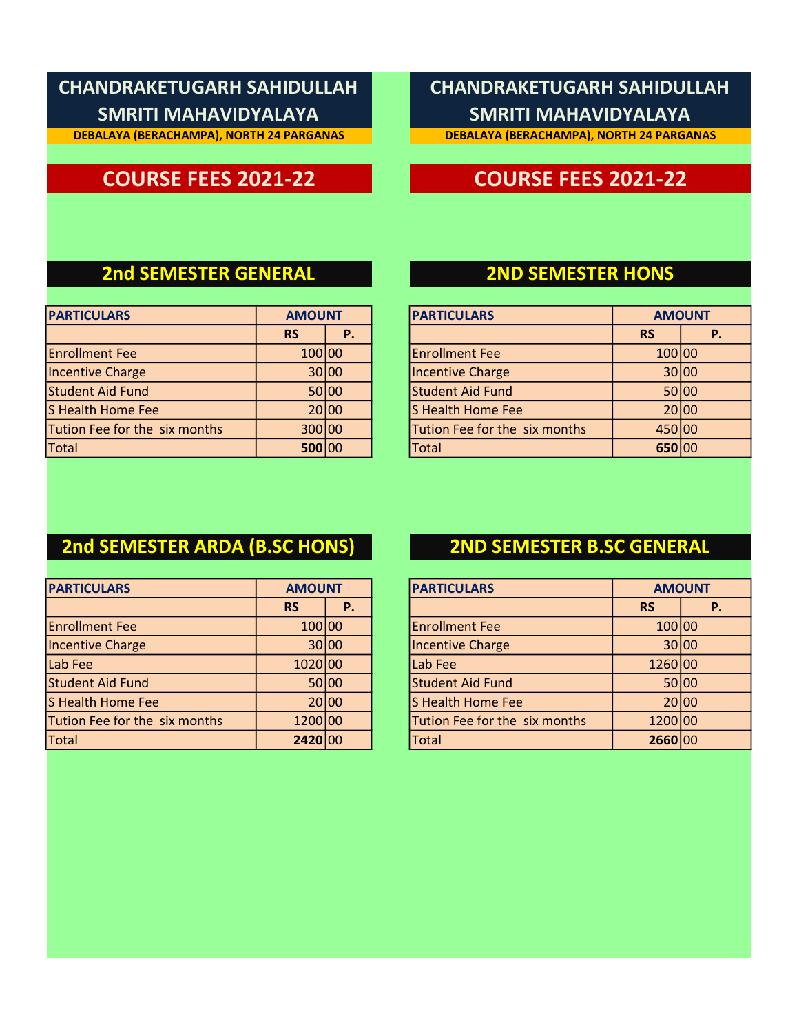# CHANDRAKETUGARH SAHIDULLAH SMRITI MAHAVIDYALAYA

**DEBALAYA (BERACHAMPA), NORTH 24 PARGANAS**

## COURSE FEES 2021-22

### 2nd SEMESTER GENERAL

| PARTICULARS | AMOUNT | |
|---|---|---|
| | RS | P. |
| Enrollment Fee | 100 | 00 |
| Incentive Charge | 30 | 00 |
| Student Aid Fund | 50 | 00 |
| S Health Home Fee | 20 | 00 |
| Tution Fee for the six months | 300 | 00 |
| Total | **500** | 00 |

### 2ND SEMESTER HONS

| PARTICULARS | AMOUNT | |
|---|---|---|
| | RS | P. |
| Enrollment Fee | 100 | 00 |
| Incentive Charge | 30 | 00 |
| Student Aid Fund | 50 | 00 |
| S Health Home Fee | 20 | 00 |
| Tution Fee for the six months | 450 | 00 |
| Total | **650** | 00 |

### 2nd SEMESTER ARDA (B.SC HONS)

| PARTICULARS | AMOUNT | |
|---|---|---|
| | RS | P. |
| Enrollment Fee | 100 | 00 |
| Incentive Charge | 30 | 00 |
| Lab Fee | 1020 | 00 |
| Student Aid Fund | 50 | 00 |
| S Health Home Fee | 20 | 00 |
| Tution Fee for the six months | 1200 | 00 |
| Total | **2420** | 00 |

### 2ND SEMESTER B.SC GENERAL

| PARTICULARS | AMOUNT | |
|---|---|---|
| | RS | P. |
| Enrollment Fee | 100 | 00 |
| Incentive Charge | 30 | 00 |
| Lab Fee | 1260 | 00 |
| Student Aid Fund | 50 | 00 |
| S Health Home Fee | 20 | 00 |
| Tution Fee for the six months | 1200 | 00 |
| Total | **2660** | 00 |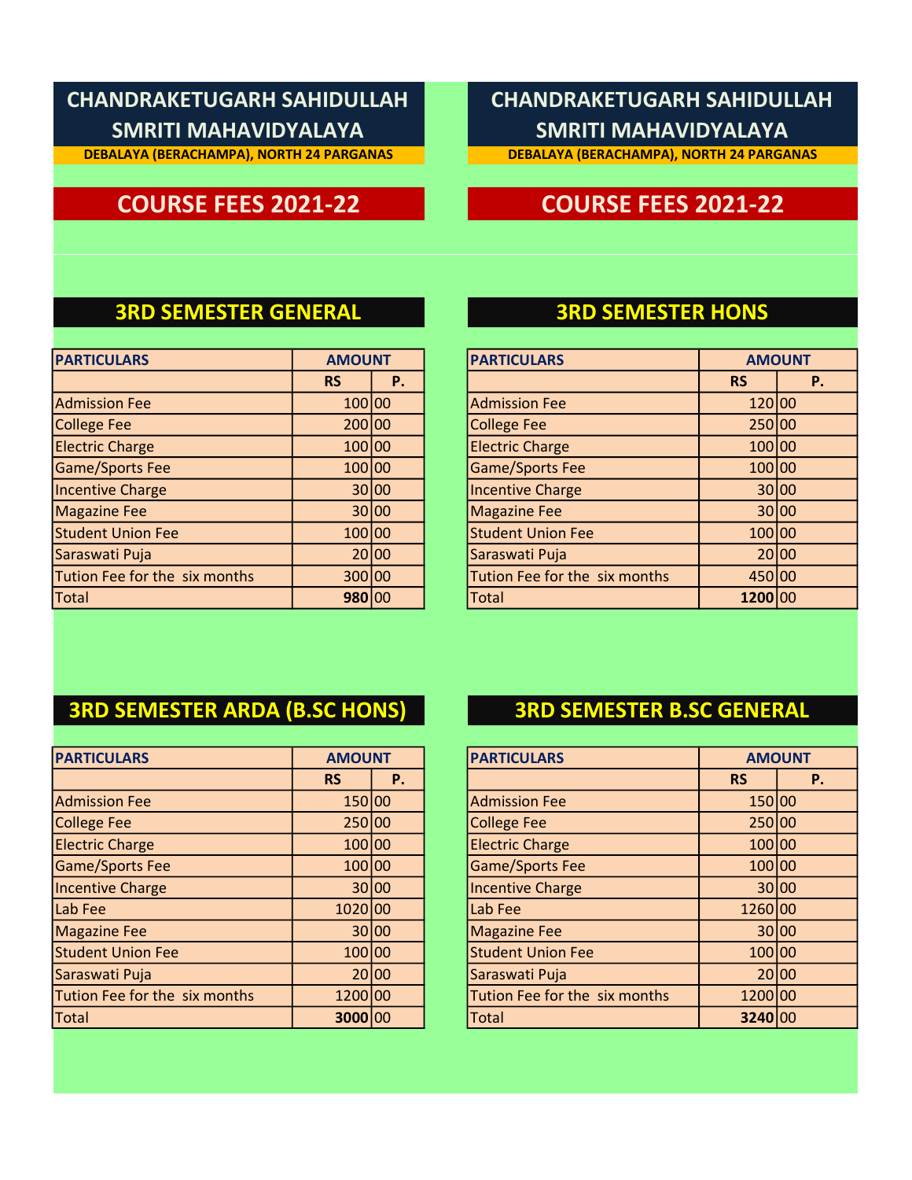# CHANDRAKETUGARH SAHIDULLAH SMRITI MAHAVIDYALAYA

**DEBALAYA (BERACHAMPA), NORTH 24 PARGANAS**

## COURSE FEES 2021-22

### 3RD SEMESTER GENERAL

| PARTICULARS | AMOUNT | |
|---|---|---|
| | RS | P. |
| Admission Fee | 100 | 00 |
| College Fee | 200 | 00 |
| Electric Charge | 100 | 00 |
| Game/Sports Fee | 100 | 00 |
| Incentive Charge | 30 | 00 |
| Magazine Fee | 30 | 00 |
| Student Union Fee | 100 | 00 |
| Saraswati Puja | 20 | 00 |
| Tution Fee for the six months | 300 | 00 |
| Total | **980** | 00 |

### 3RD SEMESTER ARDA (B.SC HONS)

| PARTICULARS | AMOUNT | |
|---|---|---|
| | RS | P. |
| Admission Fee | 150 | 00 |
| College Fee | 250 | 00 |
| Electric Charge | 100 | 00 |
| Game/Sports Fee | 100 | 00 |
| Incentive Charge | 30 | 00 |
| Lab Fee | 1020 | 00 |
| Magazine Fee | 30 | 00 |
| Student Union Fee | 100 | 00 |
| Saraswati Puja | 20 | 00 |
| Tution Fee for the six months | 1200 | 00 |
| Total | **3000** | 00 |

# CHANDRAKETUGARH SAHIDULLAH SMRITI MAHAVIDYALAYA

**DEBALAYA (BERACHAMPA), NORTH 24 PARGANAS**

## COURSE FEES 2021-22

### 3RD SEMESTER HONS

| PARTICULARS | AMOUNT | |
|---|---|---|
| | RS | P. |
| Admission Fee | 120 | 00 |
| College Fee | 250 | 00 |
| Electric Charge | 100 | 00 |
| Game/Sports Fee | 100 | 00 |
| Incentive Charge | 30 | 00 |
| Magazine Fee | 30 | 00 |
| Student Union Fee | 100 | 00 |
| Saraswati Puja | 20 | 00 |
| Tution Fee for the six months | 450 | 00 |
| Total | **1200** | 00 |

### 3RD SEMESTER B.SC GENERAL

| PARTICULARS | AMOUNT | |
|---|---|---|
| | RS | P. |
| Admission Fee | 150 | 00 |
| College Fee | 250 | 00 |
| Electric Charge | 100 | 00 |
| Game/Sports Fee | 100 | 00 |
| Incentive Charge | 30 | 00 |
| Lab Fee | 1260 | 00 |
| Magazine Fee | 30 | 00 |
| Student Union Fee | 100 | 00 |
| Saraswati Puja | 20 | 00 |
| Tution Fee for the six months | 1200 | 00 |
| Total | **3240** | 00 |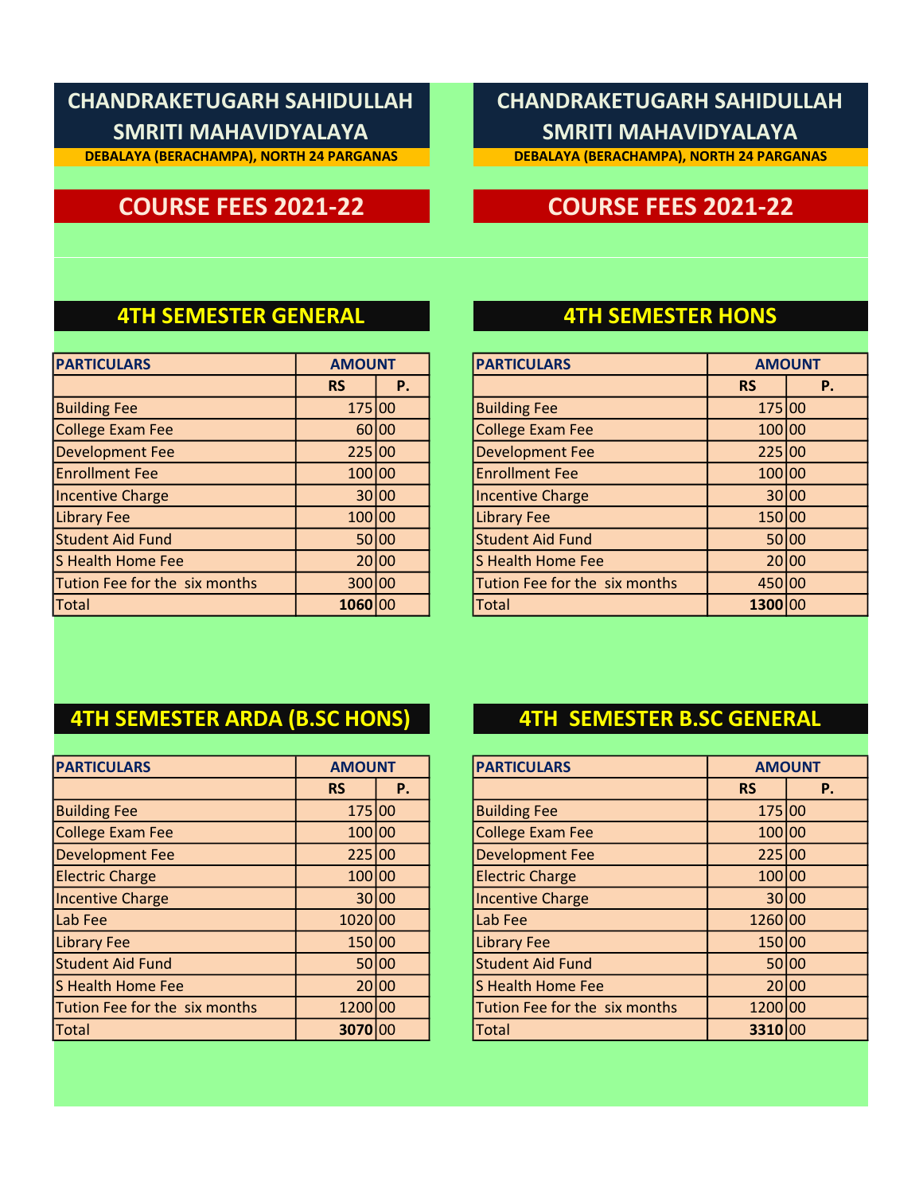# CHANDRAKETUGARH SAHIDULLAH SMRITI MAHAVIDYALAYA

**DEBALAYA (BERACHAMPA), NORTH 24 PARGANAS**

## COURSE FEES 2021-22

### 4TH SEMESTER GENERAL

| PARTICULARS | AMOUNT | |
|---|---|---|
| | RS | P. |
| Building Fee | 175 | 00 |
| College Exam Fee | 60 | 00 |
| Development Fee | 225 | 00 |
| Enrollment Fee | 100 | 00 |
| Incentive Charge | 30 | 00 |
| Library Fee | 100 | 00 |
| Student Aid Fund | 50 | 00 |
| S Health Home Fee | 20 | 00 |
| Tution Fee for the six months | 300 | 00 |
| Total | **1060** | 00 |

# CHANDRAKETUGARH SAHIDULLAH SMRITI MAHAVIDYALAYA

**DEBALAYA (BERACHAMPA), NORTH 24 PARGANAS**

## COURSE FEES 2021-22

### 4TH SEMESTER HONS

| PARTICULARS | AMOUNT | |
|---|---|---|
| | RS | P. |
| Building Fee | 175 | 00 |
| College Exam Fee | 100 | 00 |
| Development Fee | 225 | 00 |
| Enrollment Fee | 100 | 00 |
| Incentive Charge | 30 | 00 |
| Library Fee | 150 | 00 |
| Student Aid Fund | 50 | 00 |
| S Health Home Fee | 20 | 00 |
| Tution Fee for the six months | 450 | 00 |
| Total | **1300** | 00 |

### 4TH SEMESTER ARDA (B.SC HONS)

| PARTICULARS | AMOUNT | |
|---|---|---|
| | RS | P. |
| Building Fee | 175 | 00 |
| College Exam Fee | 100 | 00 |
| Development Fee | 225 | 00 |
| Electric Charge | 100 | 00 |
| Incentive Charge | 30 | 00 |
| Lab Fee | 1020 | 00 |
| Library Fee | 150 | 00 |
| Student Aid Fund | 50 | 00 |
| S Health Home Fee | 20 | 00 |
| Tution Fee for the six months | 1200 | 00 |
| Total | **3070** | 00 |

### 4TH SEMESTER B.SC GENERAL

| PARTICULARS | AMOUNT | |
|---|---|---|
| | RS | P. |
| Building Fee | 175 | 00 |
| College Exam Fee | 100 | 00 |
| Development Fee | 225 | 00 |
| Electric Charge | 100 | 00 |
| Incentive Charge | 30 | 00 |
| Lab Fee | 1260 | 00 |
| Library Fee | 150 | 00 |
| Student Aid Fund | 50 | 00 |
| S Health Home Fee | 20 | 00 |
| Tution Fee for the six months | 1200 | 00 |
| Total | **3310** | 00 |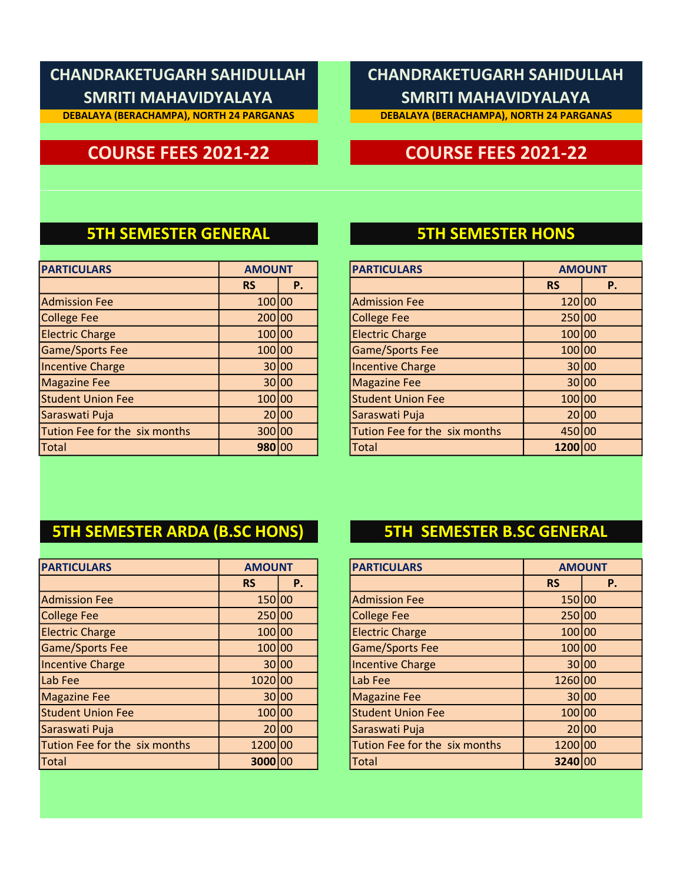# CHANDRAKETUGARH SAHIDULLAH SMRITI MAHAVIDYALAYA

**DEBALAYA (BERACHAMPA), NORTH 24 PARGANAS**

## COURSE FEES 2021-22

### 5TH SEMESTER GENERAL

| PARTICULARS | AMOUNT | |
|---|---|---|
| | RS | P. |
| Admission Fee | 100 | 00 |
| College Fee | 200 | 00 |
| Electric Charge | 100 | 00 |
| Game/Sports Fee | 100 | 00 |
| Incentive Charge | 30 | 00 |
| Magazine Fee | 30 | 00 |
| Student Union Fee | 100 | 00 |
| Saraswati Puja | 20 | 00 |
| Tution Fee for the six months | 300 | 00 |
| Total | **980** | 00 |

### 5TH SEMESTER ARDA (B.SC HONS)

| PARTICULARS | AMOUNT | |
|---|---|---|
| | RS | P. |
| Admission Fee | 150 | 00 |
| College Fee | 250 | 00 |
| Electric Charge | 100 | 00 |
| Game/Sports Fee | 100 | 00 |
| Incentive Charge | 30 | 00 |
| Lab Fee | 1020 | 00 |
| Magazine Fee | 30 | 00 |
| Student Union Fee | 100 | 00 |
| Saraswati Puja | 20 | 00 |
| Tution Fee for the six months | 1200 | 00 |
| Total | **3000** | 00 |

# CHANDRAKETUGARH SAHIDULLAH SMRITI MAHAVIDYALAYA

**DEBALAYA (BERACHAMPA), NORTH 24 PARGANAS**

## COURSE FEES 2021-22

### 5TH SEMESTER HONS

| PARTICULARS | AMOUNT | |
|---|---|---|
| | RS | P. |
| Admission Fee | 120 | 00 |
| College Fee | 250 | 00 |
| Electric Charge | 100 | 00 |
| Game/Sports Fee | 100 | 00 |
| Incentive Charge | 30 | 00 |
| Magazine Fee | 30 | 00 |
| Student Union Fee | 100 | 00 |
| Saraswati Puja | 20 | 00 |
| Tution Fee for the six months | 450 | 00 |
| Total | **1200** | 00 |

### 5TH SEMESTER B.SC GENERAL

| PARTICULARS | AMOUNT | |
|---|---|---|
| | RS | P. |
| Admission Fee | 150 | 00 |
| College Fee | 250 | 00 |
| Electric Charge | 100 | 00 |
| Game/Sports Fee | 100 | 00 |
| Incentive Charge | 30 | 00 |
| Lab Fee | 1260 | 00 |
| Magazine Fee | 30 | 00 |
| Student Union Fee | 100 | 00 |
| Saraswati Puja | 20 | 00 |
| Tution Fee for the six months | 1200 | 00 |
| Total | **3240** | 00 |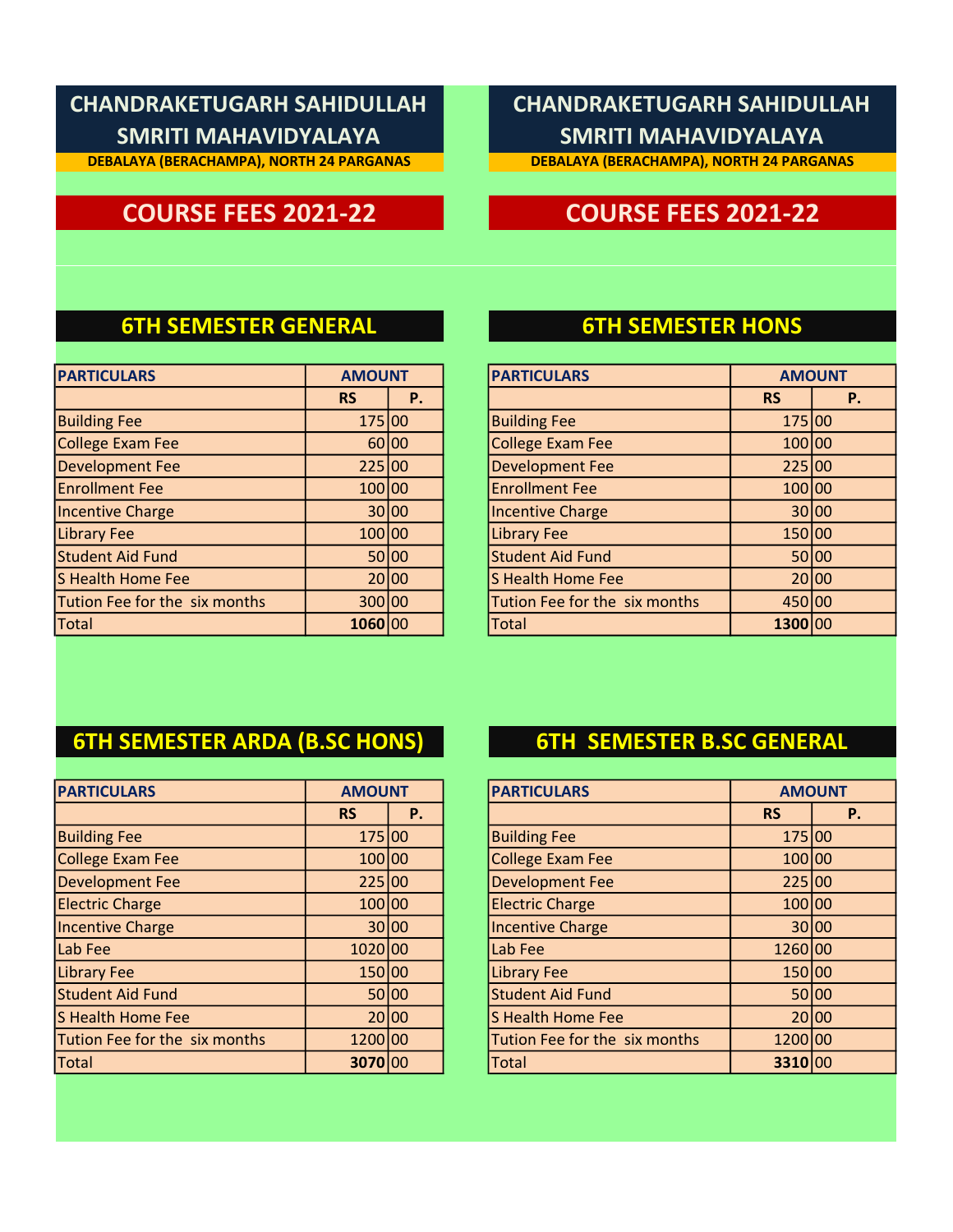# CHANDRAKETUGARH SAHIDULLAH SMRITI MAHAVIDYALAYA

**DEBALAYA (BERACHAMPA), NORTH 24 PARGANAS**

## COURSE FEES 2021-22

### 6TH SEMESTER GENERAL

| PARTICULARS | AMOUNT | |
|---|---|---|
| | RS | P. |
| Building Fee | 175 | 00 |
| College Exam Fee | 60 | 00 |
| Development Fee | 225 | 00 |
| Enrollment Fee | 100 | 00 |
| Incentive Charge | 30 | 00 |
| Library Fee | 100 | 00 |
| Student Aid Fund | 50 | 00 |
| S Health Home Fee | 20 | 00 |
| Tution Fee for the six months | 300 | 00 |
| Total | **1060** | 00 |

# CHANDRAKETUGARH SAHIDULLAH SMRITI MAHAVIDYALAYA

**DEBALAYA (BERACHAMPA), NORTH 24 PARGANAS**

## COURSE FEES 2021-22

### 6TH SEMESTER HONS

| PARTICULARS | AMOUNT | |
|---|---|---|
| | RS | P. |
| Building Fee | 175 | 00 |
| College Exam Fee | 100 | 00 |
| Development Fee | 225 | 00 |
| Enrollment Fee | 100 | 00 |
| Incentive Charge | 30 | 00 |
| Library Fee | 150 | 00 |
| Student Aid Fund | 50 | 00 |
| S Health Home Fee | 20 | 00 |
| Tution Fee for the six months | 450 | 00 |
| Total | **1300** | 00 |

### 6TH SEMESTER ARDA (B.SC HONS)

| PARTICULARS | AMOUNT | |
|---|---|---|
| | RS | P. |
| Building Fee | 175 | 00 |
| College Exam Fee | 100 | 00 |
| Development Fee | 225 | 00 |
| Electric Charge | 100 | 00 |
| Incentive Charge | 30 | 00 |
| Lab Fee | 1020 | 00 |
| Library Fee | 150 | 00 |
| Student Aid Fund | 50 | 00 |
| S Health Home Fee | 20 | 00 |
| Tution Fee for the six months | 1200 | 00 |
| Total | **3070** | 00 |

### 6TH SEMESTER B.SC GENERAL

| PARTICULARS | AMOUNT | |
|---|---|---|
| | RS | P. |
| Building Fee | 175 | 00 |
| College Exam Fee | 100 | 00 |
| Development Fee | 225 | 00 |
| Electric Charge | 100 | 00 |
| Incentive Charge | 30 | 00 |
| Lab Fee | 1260 | 00 |
| Library Fee | 150 | 00 |
| Student Aid Fund | 50 | 00 |
| S Health Home Fee | 20 | 00 |
| Tution Fee for the six months | 1200 | 00 |
| Total | **3310** | 00 |